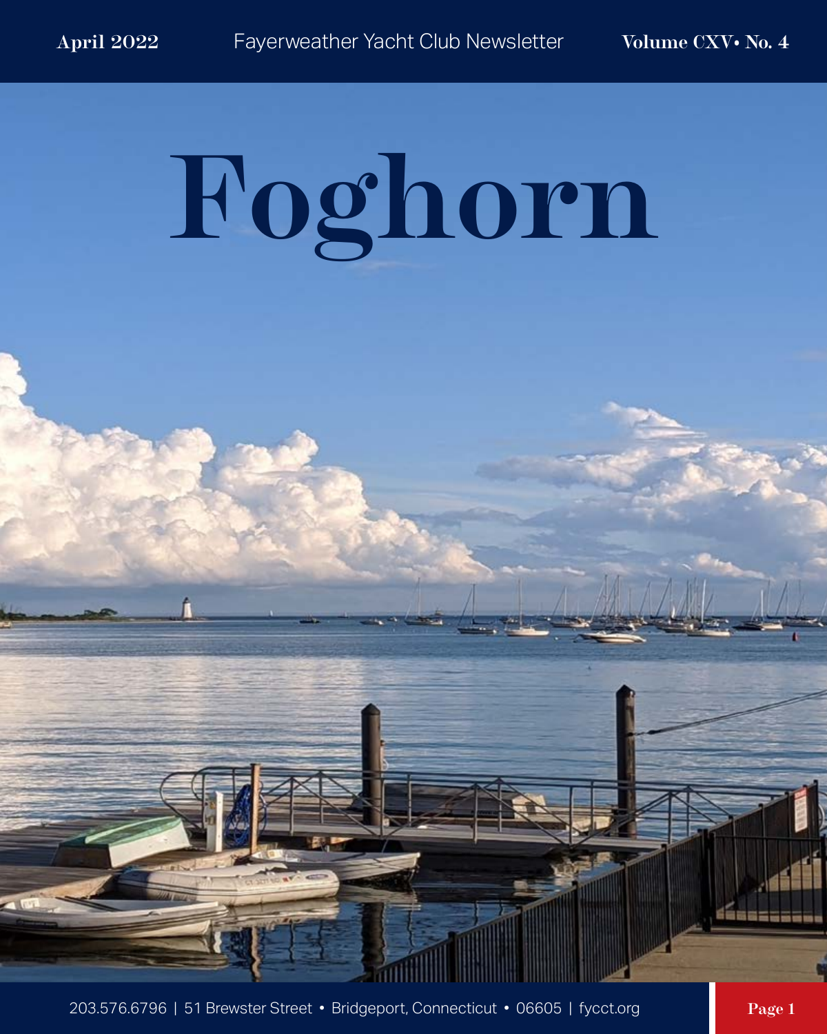April 2022 Fayerweather Yacht Club Newsletter Volume CXV• No. 4

# Foghorn

203.576.6796 | 51 Brewster Street • Bridgeport, Connecticut • 06605 | fycct.org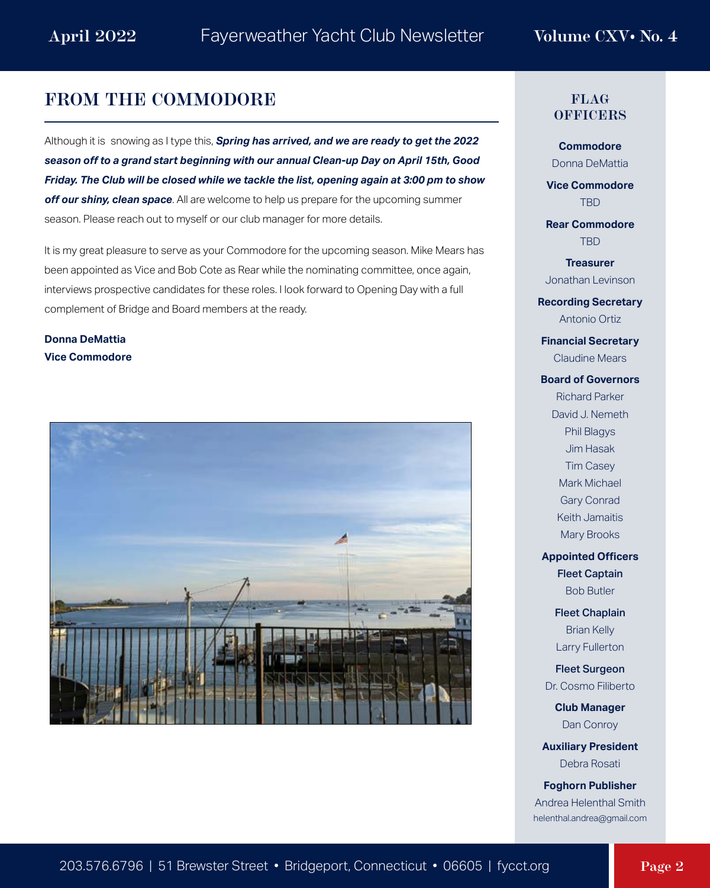## FROM THE COMMODORE

Although it is  snowing as I type this, ***Spring has arrived, and we are ready to get the 2022 season off to a grand start beginning with our annual Clean-up Day on April 15th, Good Friday. The Club will be closed while we tackle the list, opening again at 3:00 pm to show off our shiny, clean space***. All are welcome to help us prepare for the upcoming summer season. Please reach out to myself or our club manager for more details.

It is my great pleasure to serve as your Commodore for the upcoming season. Mike Mears has been appointed as Vice and Bob Cote as Rear while the nominating committee, once again, interviews prospective candidates for these roles. I look forward to Opening Day with a full complement of Bridge and Board members at the ready.

**Donna DeMattia**
**Vice Commodore**

### FLAG OFFICERS

**Commodore**
Donna DeMattia

**Vice Commodore**
TBD

**Rear Commodore**
TBD

**Treasurer**
Jonathan Levinson

**Recording Secretary**
Antonio Ortiz

**Financial Secretary**
Claudine Mears

**Board of Governors**
Richard Parker
David J. Nemeth
Phil Blagys
Jim Hasak
Tim Casey
Mark Michael
Gary Conrad
Keith Jamaitis
Mary Brooks

**Appointed Officers**

**Fleet Captain**
Bob Butler

**Fleet Chaplain**
Brian Kelly
Larry Fullerton

**Fleet Surgeon**
Dr. Cosmo Filiberto

**Club Manager**
Dan Conroy

**Auxiliary President**
Debra Rosati

**Foghorn Publisher**
Andrea Helenthal Smith
helenthal.andrea@gmail.com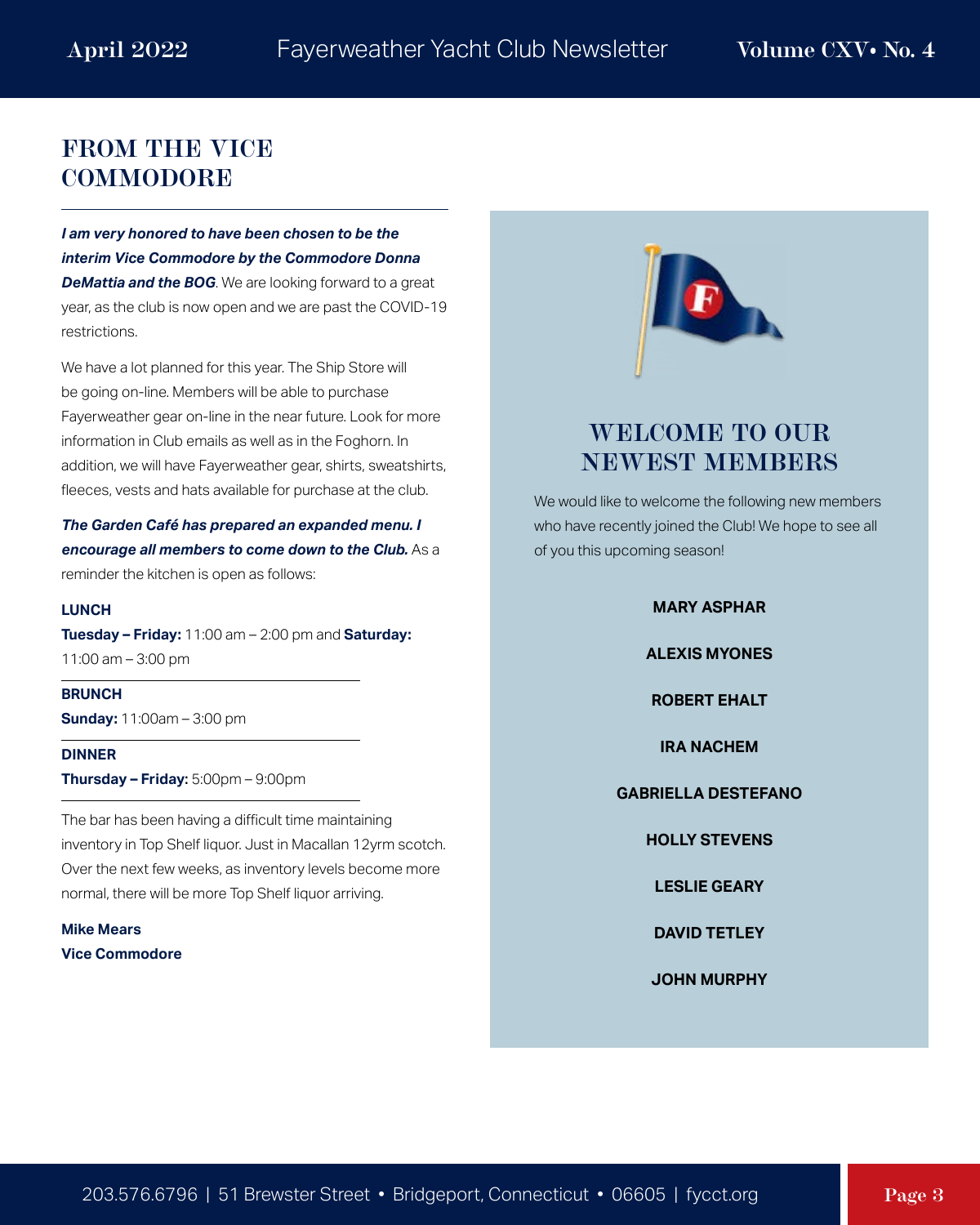## FROM THE VICE COMMODORE

***I am very honored to have been chosen to be the interim Vice Commodore by the Commodore Donna DeMattia and the BOG***. We are looking forward to a great year, as the club is now open and we are past the COVID-19 restrictions.

We have a lot planned for this year. The Ship Store will be going on-line. Members will be able to purchase Fayerweather gear on-line in the near future. Look for more information in Club emails as well as in the Foghorn. In addition, we will have Fayerweather gear, shirts, sweatshirts, fleeces, vests and hats available for purchase at the club.

***The Garden Café has prepared an expanded menu. I encourage all members to come down to the Club.*** As a reminder the kitchen is open as follows:

**LUNCH**
**Tuesday – Friday:** 11:00 am – 2:00 pm and **Saturday:** 11:00 am – 3:00 pm

**BRUNCH**
**Sunday:** 11:00am – 3:00 pm

**DINNER**
**Thursday – Friday:** 5:00pm – 9:00pm

The bar has been having a difficult time maintaining inventory in Top Shelf liquor. Just in Macallan 12yrm scotch. Over the next few weeks, as inventory levels become more normal, there will be more Top Shelf liquor arriving.

**Mike Mears**
**Vice Commodore**

## WELCOME TO OUR NEWEST MEMBERS

We would like to welcome the following new members who have recently joined the Club! We hope to see all of you this upcoming season!

**MARY ASPHAR**

**ALEXIS MYONES**

**ROBERT EHALT**

**IRA NACHEM**

**GABRIELLA DESTEFANO**

**HOLLY STEVENS**

**LESLIE GEARY**

**DAVID TETLEY**

**JOHN MURPHY**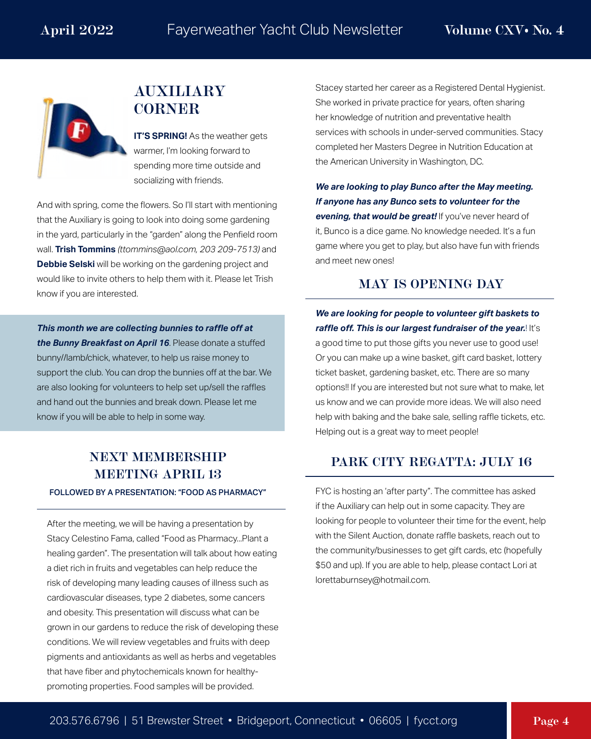## AUXILIARY CORNER

**IT'S SPRING!** As the weather gets warmer, I'm looking forward to spending more time outside and socializing with friends.

And with spring, come the flowers. So I'll start with mentioning that the Auxiliary is going to look into doing some gardening in the yard, particularly in the "garden" along the Penfield room wall. **Trish Tommins** *(ttommins@aol.com, 203 209-7513)* and **Debbie Selski** will be working on the gardening project and would like to invite others to help them with it. Please let Trish know if you are interested.

***This month we are collecting bunnies to raffle off at the Bunny Breakfast on April 16***. Please donate a stuffed bunny//lamb/chick, whatever, to help us raise money to support the club. You can drop the bunnies off at the bar. We are also looking for volunteers to help set up/sell the raffles and hand out the bunnies and break down. Please let me know if you will be able to help in some way.

## NEXT MEMBERSHIP MEETING APRIL 13

**FOLLOWED BY A PRESENTATION: "FOOD AS PHARMACY"**

After the meeting, we will be having a presentation by Stacy Celestino Fama, called "Food as Pharmacy...Plant a healing garden". The presentation will talk about how eating a diet rich in fruits and vegetables can help reduce the risk of developing many leading causes of illness such as cardiovascular diseases, type 2 diabetes, some cancers and obesity. This presentation will discuss what can be grown in our gardens to reduce the risk of developing these conditions. We will review vegetables and fruits with deep pigments and antioxidants as well as herbs and vegetables that have fiber and phytochemicals known for healthy-promoting properties. Food samples will be provided.

Stacey started her career as a Registered Dental Hygienist. She worked in private practice for years, often sharing her knowledge of nutrition and preventative health services with schools in under-served communities. Stacy completed her Masters Degree in Nutrition Education at the American University in Washington, DC.

***We are looking to play Bunco after the May meeting. If anyone has any Bunco sets to volunteer for the evening, that would be great!*** If you've never heard of it, Bunco is a dice game. No knowledge needed. It's a fun game where you get to play, but also have fun with friends and meet new ones!

## MAY IS OPENING DAY

***We are looking for people to volunteer gift baskets to raffle off. This is our largest fundraiser of the year.***! It's a good time to put those gifts you never use to good use! Or you can make up a wine basket, gift card basket, lottery ticket basket, gardening basket, etc. There are so many options!! If you are interested but not sure what to make, let us know and we can provide more ideas. We will also need help with baking and the bake sale, selling raffle tickets, etc. Helping out is a great way to meet people!

## PARK CITY REGATTA: JULY 16

FYC is hosting an 'after party". The committee has asked if the Auxiliary can help out in some capacity. They are looking for people to volunteer their time for the event, help with the Silent Auction, donate raffle baskets, reach out to the community/businesses to get gift cards, etc (hopefully $50 and up). If you are able to help, please contact Lori at lorettaburnsey@hotmail.com.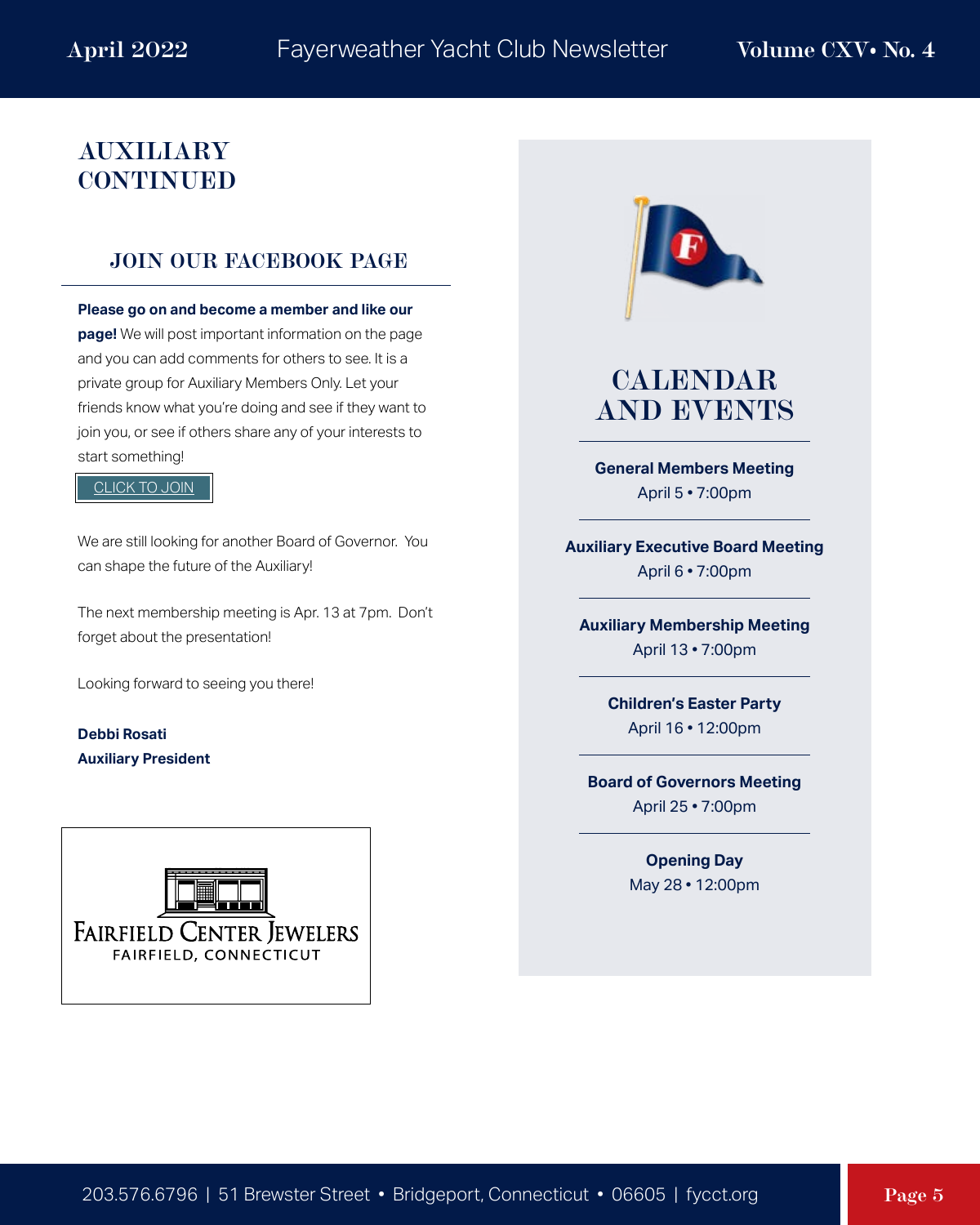## AUXILIARY CONTINUED

### JOIN OUR FACEBOOK PAGE

**Please go on and become a member and like our page!** We will post important information on the page and you can add comments for others to see. It is a private group for Auxiliary Members Only. Let your friends know what you're doing and see if they want to join you, or see if others share any of your interests to start something!

CLICK TO JOIN

We are still looking for another Board of Governor. You can shape the future of the Auxiliary!

The next membership meeting is Apr. 13 at 7pm. Don't forget about the presentation!

Looking forward to seeing you there!

**Debbi Rosati**
**Auxiliary President**

FAIRFIELD CENTER JEWELERS
FAIRFIELD, CONNECTICUT

## CALENDAR AND EVENTS

**General Members Meeting**
April 5 • 7:00pm

**Auxiliary Executive Board Meeting**
April 6 • 7:00pm

**Auxiliary Membership Meeting**
April 13 • 7:00pm

**Children's Easter Party**
April 16 • 12:00pm

**Board of Governors Meeting**
April 25 • 7:00pm

**Opening Day**
May 28 • 12:00pm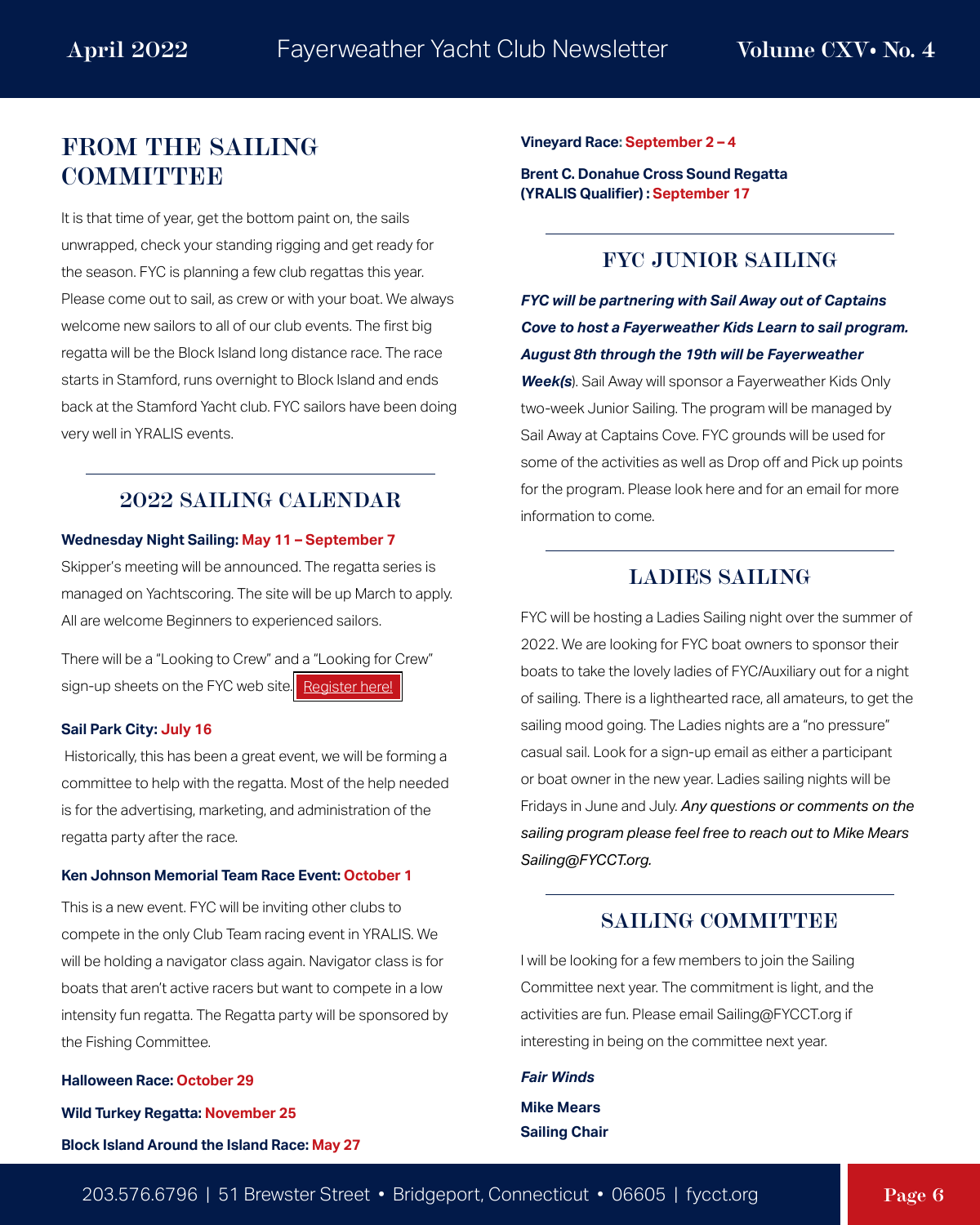## FROM THE SAILING COMMITTEE

It is that time of year, get the bottom paint on, the sails unwrapped, check your standing rigging and get ready for the season. FYC is planning a few club regattas this year. Please come out to sail, as crew or with your boat. We always welcome new sailors to all of our club events. The first big regatta will be the Block Island long distance race. The race starts in Stamford, runs overnight to Block Island and ends back at the Stamford Yacht club. FYC sailors have been doing very well in YRALIS events.

## 2022 SAILING CALENDAR

**Wednesday Night Sailing: May 11 – September 7**

Skipper's meeting will be announced. The regatta series is managed on Yachtscoring. The site will be up March to apply. All are welcome Beginners to experienced sailors.

There will be a "Looking to Crew" and a "Looking for Crew" sign-up sheets on the FYC web site. Register here!

**Sail Park City: July 16**

Historically, this has been a great event, we will be forming a committee to help with the regatta. Most of the help needed is for the advertising, marketing, and administration of the regatta party after the race.

**Ken Johnson Memorial Team Race Event: October 1**

This is a new event. FYC will be inviting other clubs to compete in the only Club Team racing event in YRALIS. We will be holding a navigator class again. Navigator class is for boats that aren't active racers but want to compete in a low intensity fun regatta. The Regatta party will be sponsored by the Fishing Committee.

**Halloween Race: October 29**

**Wild Turkey Regatta: November 25**

**Block Island Around the Island Race: May 27**

**Vineyard Race: September 2 – 4**

**Brent C. Donahue Cross Sound Regatta (YRALIS Qualifier) : September 17**

## FYC JUNIOR SAILING

***FYC will be partnering with Sail Away out of Captains Cove to host a Fayerweather Kids Learn to sail program. August 8th through the 19th will be Fayerweather Week(s***). Sail Away will sponsor a Fayerweather Kids Only two-week Junior Sailing. The program will be managed by Sail Away at Captains Cove. FYC grounds will be used for some of the activities as well as Drop off and Pick up points for the program. Please look here and for an email for more information to come.

## LADIES SAILING

FYC will be hosting a Ladies Sailing night over the summer of 2022. We are looking for FYC boat owners to sponsor their boats to take the lovely ladies of FYC/Auxiliary out for a night of sailing. There is a lighthearted race, all amateurs, to get the sailing mood going. The Ladies nights are a "no pressure" casual sail. Look for a sign-up email as either a participant or boat owner in the new year. Ladies sailing nights will be Fridays in June and July. *Any questions or comments on the sailing program please feel free to reach out to Mike Mears Sailing@FYCCT.org.*

## SAILING COMMITTEE

I will be looking for a few members to join the Sailing Committee next year. The commitment is light, and the activities are fun. Please email Sailing@FYCCT.org if interesting in being on the committee next year.

***Fair Winds***

**Mike Mears**
**Sailing Chair**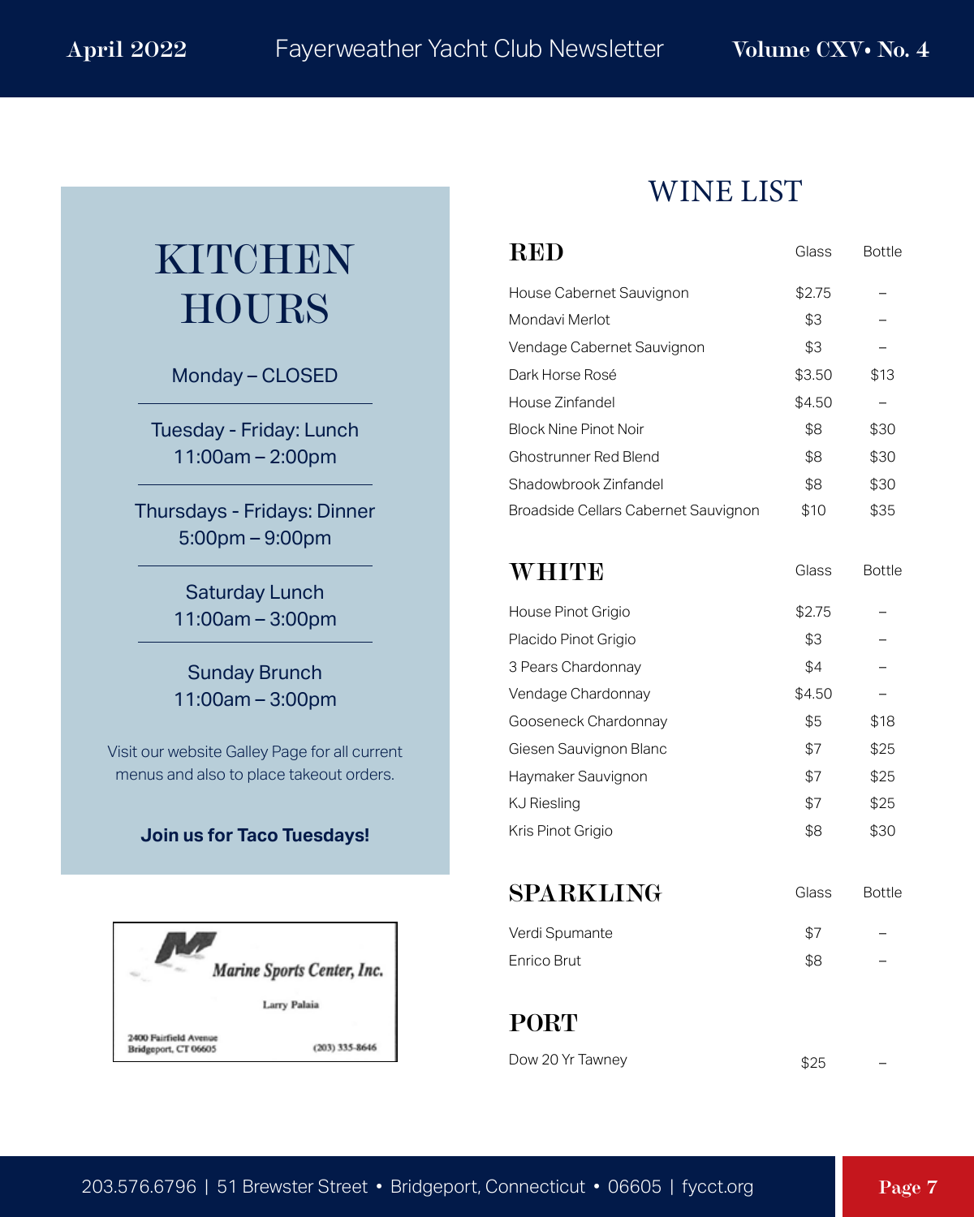# KITCHEN HOURS

Monday – CLOSED

Tuesday - Friday: Lunch
11:00am – 2:00pm

Thursdays - Fridays: Dinner
5:00pm – 9:00pm

Saturday Lunch
11:00am – 3:00pm

Sunday Brunch
11:00am – 3:00pm

Visit our website Galley Page for all current menus and also to place takeout orders.

**Join us for Taco Tuesdays!**

Marine Sports Center, Inc.

Larry Palaia

2400 Fairfield Avenue
Bridgeport, CT 06605

(203) 335-8646

# WINE LIST

## RED

| | Glass | Bottle |
|---|---|---|
| House Cabernet Sauvignon | $2.75 | – |
| Mondavi Merlot | $3 | – |
| Vendage Cabernet Sauvignon | $3 | – |
| Dark Horse Rosé | $3.50 | $13 |
| House Zinfandel | $4.50 | – |
| Block Nine Pinot Noir | $8 | $30 |
| Ghostrunner Red Blend | $8 | $30 |
| Shadowbrook Zinfandel | $8 | $30 |
| Broadside Cellars Cabernet Sauvignon | $10 | $35 |

## WHITE

| | Glass | Bottle |
|---|---|---|
| House Pinot Grigio | $2.75 | – |
| Placido Pinot Grigio | $3 | – |
| 3 Pears Chardonnay | $4 | – |
| Vendage Chardonnay | $4.50 | – |
| Gooseneck Chardonnay | $5 | $18 |
| Giesen Sauvignon Blanc | $7 | $25 |
| Haymaker Sauvignon | $7 | $25 |
| KJ Riesling | $7 | $25 |
| Kris Pinot Grigio | $8 | $30 |

## SPARKLING

| | Glass | Bottle |
|---|---|---|
| Verdi Spumante | $7 | – |
| Enrico Brut | $8 | – |

## PORT

| | Glass | Bottle |
|---|---|---|
| Dow 20 Yr Tawney | $25 | – |

203.576.6796 | 51 Brewster Street • Bridgeport, Connecticut • 06605 | fycct.org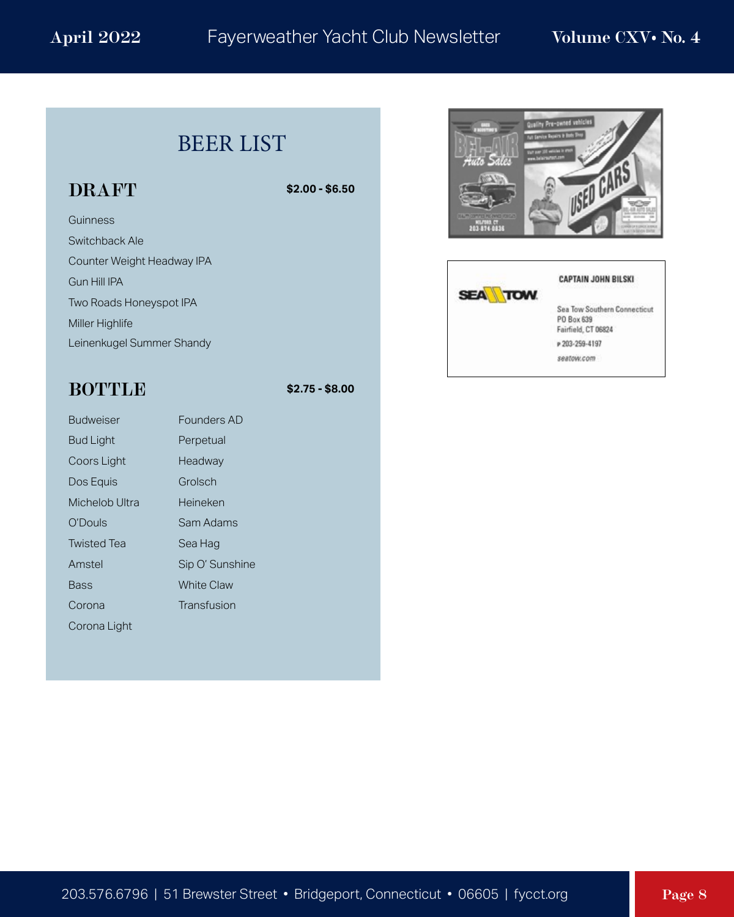# BEER LIST

## DRAFT

**$2.00 - $6.50**

Guinness
Switchback Ale
Counter Weight Headway IPA
Gun Hill IPA
Two Roads Honeyspot IPA
Miller Highlife
Leinenkugel Summer Shandy

## BOTTLE

**$2.75 - $8.00**

Budweiser
Bud Light
Coors Light
Dos Equis
Michelob Ultra
O'Douls
Twisted Tea
Amstel
Bass
Corona
Corona Light
Founders AD
Perpetual
Headway
Grolsch
Heineken
Sam Adams
Sea Hag
Sip O' Sunshine
White Claw
Transfusion

BEL-AIR Auto Sales
Quality Pre-owned vehicles
USED CARS
MILFORD CT
203-874-0836

SEA TOW

CAPTAIN JOHN BILSKI

Sea Tow Southern Connecticut
PO Box 639
Fairfield, CT 06824
P 203-259-4197
seatow.com

203.576.6796 | 51 Brewster Street • Bridgeport, Connecticut • 06605 | fycct.org